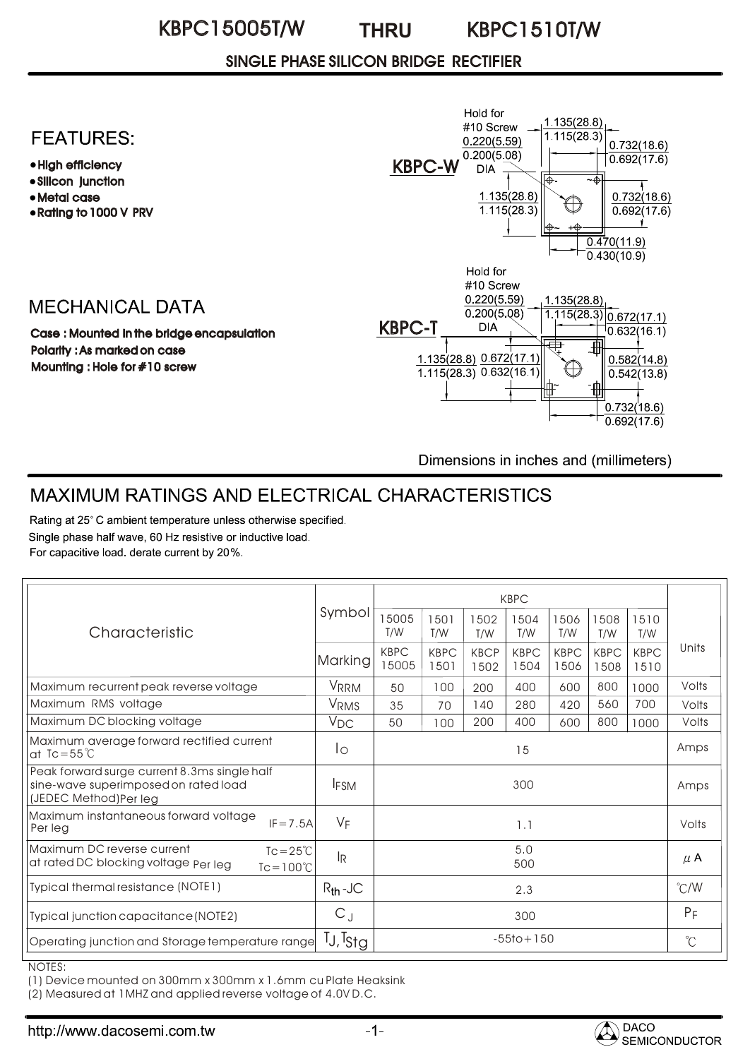# KBPC15005T/W THRU KBPC1510T/W

## SINGLE PHASE SILICON BRIDGE RECTIFIER

## FEATURES:

- High efficiency
- Silicon junction
- Metal case
- Rating to 1000 V PRV

## MECHANICAL DATA

Case : Mounted in the bridge encapsulation
Polarity : As marked on case
Mounting : Hole for #10 screw

**KBPC-W**

Hold for #10 Screw 0.220(5.59) 0.200(5.08) DIA

1.135(28.8) 1.115(28.3)

0.732(18.6) 0.692(17.6)

1.135(28.8) 1.115(28.3)

0.732(18.6) 0.692(17.6)

0.470(11.9) 0.430(10.9)

**KBPC-T**

Hold for #10 Screw 0.220(5.59) 0.200(5.08) DIA

1.135(28.8) 1.115(28.3)

0.672(17.1) 0.632(16.1)

1.135(28.8) 1.115(28.3)

0.672(17.1) 0.632(16.1)

0.582(14.8) 0.542(13.8)

0.732(18.6) 0.692(17.6)

Dimensions in inches and (millimeters)

## MAXIMUM RATINGS AND ELECTRICAL CHARACTERISTICS

Rating at 25° C ambient temperature unless otherwise specified.
Single phase half wave, 60 Hz resistive or inductive load.
For capacitive load. derate current by 20%.

| Characteristic | Symbol | KBPC 15005 T/W | KBPC 1501 T/W | KBPC 1502 T/W | KBPC 1504 T/W | KBPC 1506 T/W | KBPC 1508 T/W | KBPC 1510 T/W | Units |
|---|---|---|---|---|---|---|---|---|---|
| | Marking | KBPC 15005 | KBPC 1501 | KBCP 1502 | KBPC 1504 | KBPC 1506 | KBPC 1508 | KBPC 1510 | |
| Maximum recurrent peak reverse voltage | $V_{RRM}$ | 50 | 100 | 200 | 400 | 600 | 800 | 1000 | Volts |
| Maximum RMS voltage | $V_{RMS}$ | 35 | 70 | 140 | 280 | 420 | 560 | 700 | Volts |
| Maximum DC blocking voltage | $V_{DC}$ | 50 | 100 | 200 | 400 | 600 | 800 | 1000 | Volts |
| Maximum average forward rectified current at Tc=55℃ | $I_O$ | 15 | | | | | | | Amps |
| Peak forward surge current 8.3ms single half sine-wave superimposed on rated load (JEDEC Method)Per leg | $I_{FSM}$ | 300 | | | | | | | Amps |
| Maximum instantaneous forward voltage Per leg IF=7.5A | $V_F$ | 1.1 | | | | | | | Volts |
| Maximum DC reverse current at rated DC blocking voltage Per leg Tc=25℃ / Tc=100℃ | $I_R$ | 5.0 / 500 | | | | | | | μA |
| Typical thermal resistance (NOTE1) | $R_{th}$-JC | 2.3 | | | | | | | ℃/W |
| Typical junction capacitance (NOTE2) | $C_J$ | 300 | | | | | | | PF |
| Operating junction and Storage temperature range | $T_J, T_{Stg}$ | -55to+150 | | | | | | | ℃ |

NOTES:
(1) Device mounted on 300mm x 300mm x 1.6mm cu Plate Heaksink
(2) Measured at 1MHZ and applied reverse voltage of 4.0V D.C.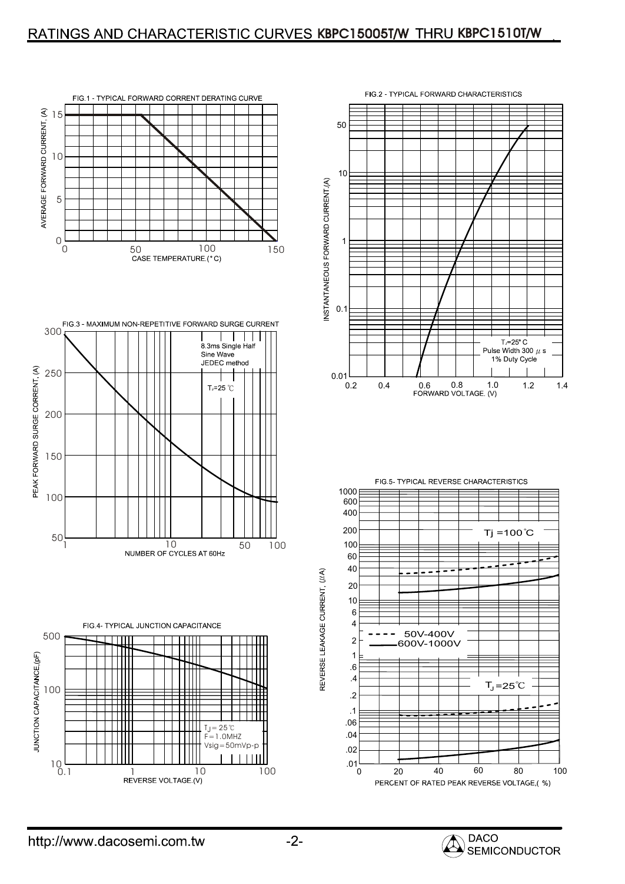# RATINGS AND CHARACTERISTIC CURVES KBPC15005T/W THRU KBPC1510T/W

FIG.1 - TYPICAL FORWARD CORRENT DERATING CURVE

AVERAGE FORWARD CURRENT, (A)

CASE TEMPERATURE.(°C)

FIG.2 - TYPICAL FORWARD CHARACTERISTICS

INSTANTANEOUS FORWARD CURRENT,(A)

FORWARD VOLTAGE. (V)

$T_J$=25°C
Pulse Width 300 μs
1% Duty Cycle

FIG.3 - MAXIMUM NON-REPETITIVE FORWARD SURGE CURRENT

PEAK FORWARD SURGE CORRENT, (A)

NUMBER OF CYCLES AT 60Hz

8.3ms Single Half
Sine Wave
JEDEC method

$T_J$=25 ℃

FIG.4- TYPICAL JUNCTION CAPACITANCE

JUNCTION CAPACITANCE,(pF)

REVERSE VOLTAGE.(V)

$T_J$= 25℃
F=1.0MHZ
Vsig=50mVp-p

FIG.5- TYPICAL REVERSE CHARACTERISTICS

REVERSE LEAKAGE CURRENT, (μA)

PERCENT OF RATED PEAK REVERSE VOLTAGE,( %)

Tj =100℃

50V-400V
600V-1000V

$T_J$=25℃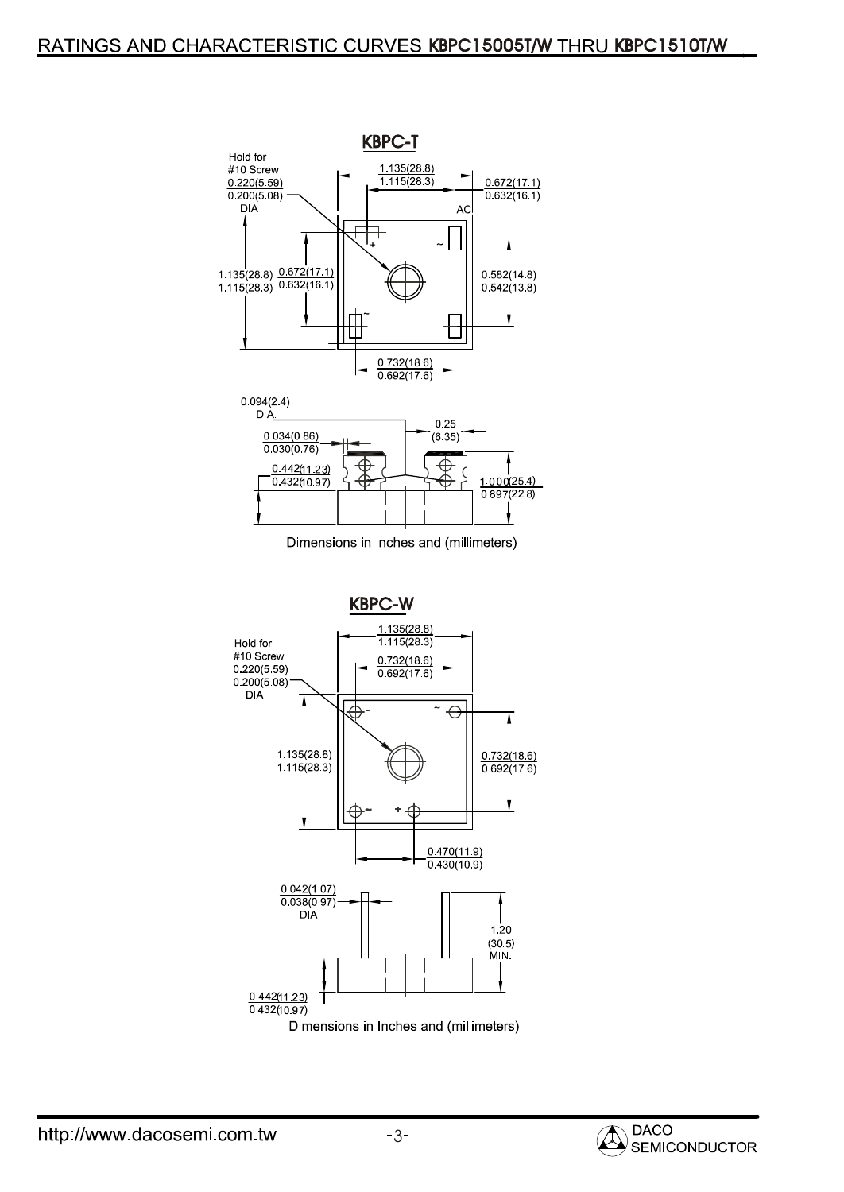## RATINGS AND CHARACTERISTIC CURVES KBPC15005T/W THRU KBPC1510T/W

### KBPC-T

Hold for
#10 Screw
0.220(5.59)
0.200(5.08)
DIA

1.135(28.8)
1.115(28.3)

0.672(17.1)
0.632(16.1)

AC

1.135(28.8)
1.115(28.3)

0.672(17.1)
0.632(16.1)

0.582(14.8)
0.542(13.8)

0.732(18.6)
0.692(17.6)

0.094(2.4)
DIA

0.034(0.86)
0.030(0.76)

0.25
(6.35)

0.442(11.23)
0.432(10.97)

1.000(25.4)
0.897(22.8)

Dimensions in Inches and (millimeters)

### KBPC-W

1.135(28.8)
1.115(28.3)

Hold for
#10 Screw
0.220(5.59)
0.200(5.08)
DIA

0.732(18.6)
0.692(17.6)

1.135(28.8)
1.115(28.3)

0.732(18.6)
0.692(17.6)

0.470(11.9)
0.430(10.9)

0.042(1.07)
0.038(0.97)
DIA

1.20
(30.5)
MIN.

0.442(11.23)
0.432(10.97)

Dimensions in Inches and (millimeters)